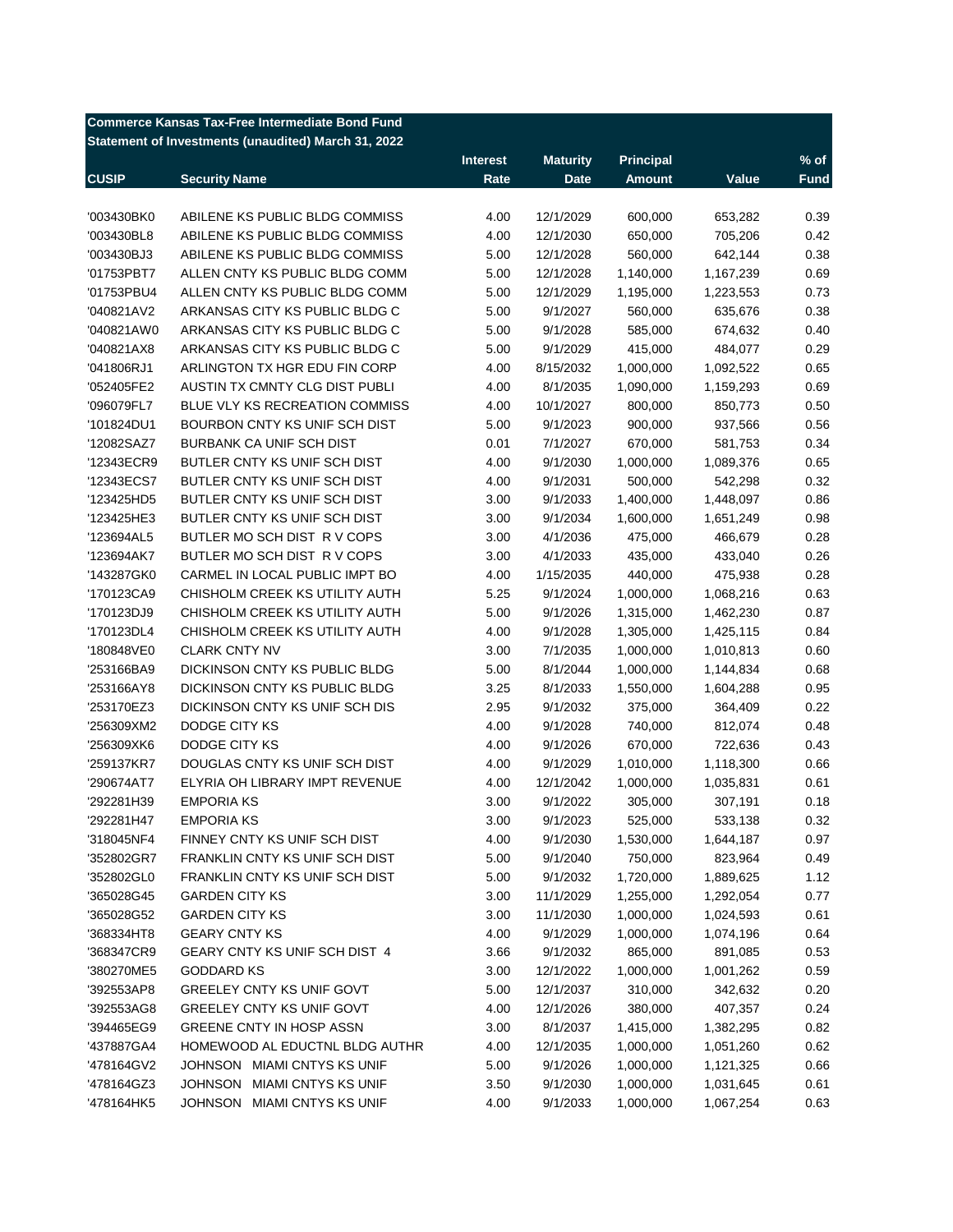## Commerce Kansas Tax-Free Intermediate Bond Fund

### Statement of Investments (unaudited) March 31, 2022

| CUSIP | Security Name | Interest Rate | Maturity Date | Principal Amount | Value | % of Fund |
|---|---|---|---|---|---|---|
| '003430BK0 | ABILENE KS PUBLIC BLDG COMMISS | 4.00 | 12/1/2029 | 600,000 | 653,282 | 0.39 |
| '003430BL8 | ABILENE KS PUBLIC BLDG COMMISS | 4.00 | 12/1/2030 | 650,000 | 705,206 | 0.42 |
| '003430BJ3 | ABILENE KS PUBLIC BLDG COMMISS | 5.00 | 12/1/2028 | 560,000 | 642,144 | 0.38 |
| '01753PBT7 | ALLEN CNTY KS PUBLIC BLDG COMM | 5.00 | 12/1/2028 | 1,140,000 | 1,167,239 | 0.69 |
| '01753PBU4 | ALLEN CNTY KS PUBLIC BLDG COMM | 5.00 | 12/1/2029 | 1,195,000 | 1,223,553 | 0.73 |
| '040821AV2 | ARKANSAS CITY KS PUBLIC BLDG C | 5.00 | 9/1/2027 | 560,000 | 635,676 | 0.38 |
| '040821AW0 | ARKANSAS CITY KS PUBLIC BLDG C | 5.00 | 9/1/2028 | 585,000 | 674,632 | 0.40 |
| '040821AX8 | ARKANSAS CITY KS PUBLIC BLDG C | 5.00 | 9/1/2029 | 415,000 | 484,077 | 0.29 |
| '041806RJ1 | ARLINGTON TX HGR EDU FIN CORP | 4.00 | 8/15/2032 | 1,000,000 | 1,092,522 | 0.65 |
| '052405FE2 | AUSTIN TX CMNTY CLG DIST PUBLI | 4.00 | 8/1/2035 | 1,090,000 | 1,159,293 | 0.69 |
| '096079FL7 | BLUE VLY KS RECREATION COMMISS | 4.00 | 10/1/2027 | 800,000 | 850,773 | 0.50 |
| '101824DU1 | BOURBON CNTY KS UNIF SCH DIST | 5.00 | 9/1/2023 | 900,000 | 937,566 | 0.56 |
| '12082SAZ7 | BURBANK CA UNIF SCH DIST | 0.01 | 7/1/2027 | 670,000 | 581,753 | 0.34 |
| '12343ECR9 | BUTLER CNTY KS UNIF SCH DIST | 4.00 | 9/1/2030 | 1,000,000 | 1,089,376 | 0.65 |
| '12343ECS7 | BUTLER CNTY KS UNIF SCH DIST | 4.00 | 9/1/2031 | 500,000 | 542,298 | 0.32 |
| '123425HD5 | BUTLER CNTY KS UNIF SCH DIST | 3.00 | 9/1/2033 | 1,400,000 | 1,448,097 | 0.86 |
| '123425HE3 | BUTLER CNTY KS UNIF SCH DIST | 3.00 | 9/1/2034 | 1,600,000 | 1,651,249 | 0.98 |
| '123694AL5 | BUTLER MO SCH DIST R V COPS | 3.00 | 4/1/2036 | 475,000 | 466,679 | 0.28 |
| '123694AK7 | BUTLER MO SCH DIST R V COPS | 3.00 | 4/1/2033 | 435,000 | 433,040 | 0.26 |
| '143287GK0 | CARMEL IN LOCAL PUBLIC IMPT BO | 4.00 | 1/15/2035 | 440,000 | 475,938 | 0.28 |
| '170123CA9 | CHISHOLM CREEK KS UTILITY AUTH | 5.25 | 9/1/2024 | 1,000,000 | 1,068,216 | 0.63 |
| '170123DJ9 | CHISHOLM CREEK KS UTILITY AUTH | 5.00 | 9/1/2026 | 1,315,000 | 1,462,230 | 0.87 |
| '170123DL4 | CHISHOLM CREEK KS UTILITY AUTH | 4.00 | 9/1/2028 | 1,305,000 | 1,425,115 | 0.84 |
| '180848VE0 | CLARK CNTY NV | 3.00 | 7/1/2035 | 1,000,000 | 1,010,813 | 0.60 |
| '253166BA9 | DICKINSON CNTY KS PUBLIC BLDG | 5.00 | 8/1/2044 | 1,000,000 | 1,144,834 | 0.68 |
| '253166AY8 | DICKINSON CNTY KS PUBLIC BLDG | 3.25 | 8/1/2033 | 1,550,000 | 1,604,288 | 0.95 |
| '253170EZ3 | DICKINSON CNTY KS UNIF SCH DIS | 2.95 | 9/1/2032 | 375,000 | 364,409 | 0.22 |
| '256309XM2 | DODGE CITY KS | 4.00 | 9/1/2028 | 740,000 | 812,074 | 0.48 |
| '256309XK6 | DODGE CITY KS | 4.00 | 9/1/2026 | 670,000 | 722,636 | 0.43 |
| '259137KR7 | DOUGLAS CNTY KS UNIF SCH DIST | 4.00 | 9/1/2029 | 1,010,000 | 1,118,300 | 0.66 |
| '290674AT7 | ELYRIA OH LIBRARY IMPT REVENUE | 4.00 | 12/1/2042 | 1,000,000 | 1,035,831 | 0.61 |
| '292281H39 | EMPORIA KS | 3.00 | 9/1/2022 | 305,000 | 307,191 | 0.18 |
| '292281H47 | EMPORIA KS | 3.00 | 9/1/2023 | 525,000 | 533,138 | 0.32 |
| '318045NF4 | FINNEY CNTY KS UNIF SCH DIST | 4.00 | 9/1/2030 | 1,530,000 | 1,644,187 | 0.97 |
| '352802GR7 | FRANKLIN CNTY KS UNIF SCH DIST | 5.00 | 9/1/2040 | 750,000 | 823,964 | 0.49 |
| '352802GL0 | FRANKLIN CNTY KS UNIF SCH DIST | 5.00 | 9/1/2032 | 1,720,000 | 1,889,625 | 1.12 |
| '365028G45 | GARDEN CITY KS | 3.00 | 11/1/2029 | 1,255,000 | 1,292,054 | 0.77 |
| '365028G52 | GARDEN CITY KS | 3.00 | 11/1/2030 | 1,000,000 | 1,024,593 | 0.61 |
| '368334HT8 | GEARY CNTY KS | 4.00 | 9/1/2029 | 1,000,000 | 1,074,196 | 0.64 |
| '368347CR9 | GEARY CNTY KS UNIF SCH DIST 4 | 3.66 | 9/1/2032 | 865,000 | 891,085 | 0.53 |
| '380270ME5 | GODDARD KS | 3.00 | 12/1/2022 | 1,000,000 | 1,001,262 | 0.59 |
| '392553AP8 | GREELEY CNTY KS UNIF GOVT | 5.00 | 12/1/2037 | 310,000 | 342,632 | 0.20 |
| '392553AG8 | GREELEY CNTY KS UNIF GOVT | 4.00 | 12/1/2026 | 380,000 | 407,357 | 0.24 |
| '394465EG9 | GREENE CNTY IN HOSP ASSN | 3.00 | 8/1/2037 | 1,415,000 | 1,382,295 | 0.82 |
| '437887GA4 | HOMEWOOD AL EDUCTNL BLDG AUTHR | 4.00 | 12/1/2035 | 1,000,000 | 1,051,260 | 0.62 |
| '478164GV2 | JOHNSON MIAMI CNTYS KS UNIF | 5.00 | 9/1/2026 | 1,000,000 | 1,121,325 | 0.66 |
| '478164GZ3 | JOHNSON MIAMI CNTYS KS UNIF | 3.50 | 9/1/2030 | 1,000,000 | 1,031,645 | 0.61 |
| '478164HK5 | JOHNSON MIAMI CNTYS KS UNIF | 4.00 | 9/1/2033 | 1,000,000 | 1,067,254 | 0.63 |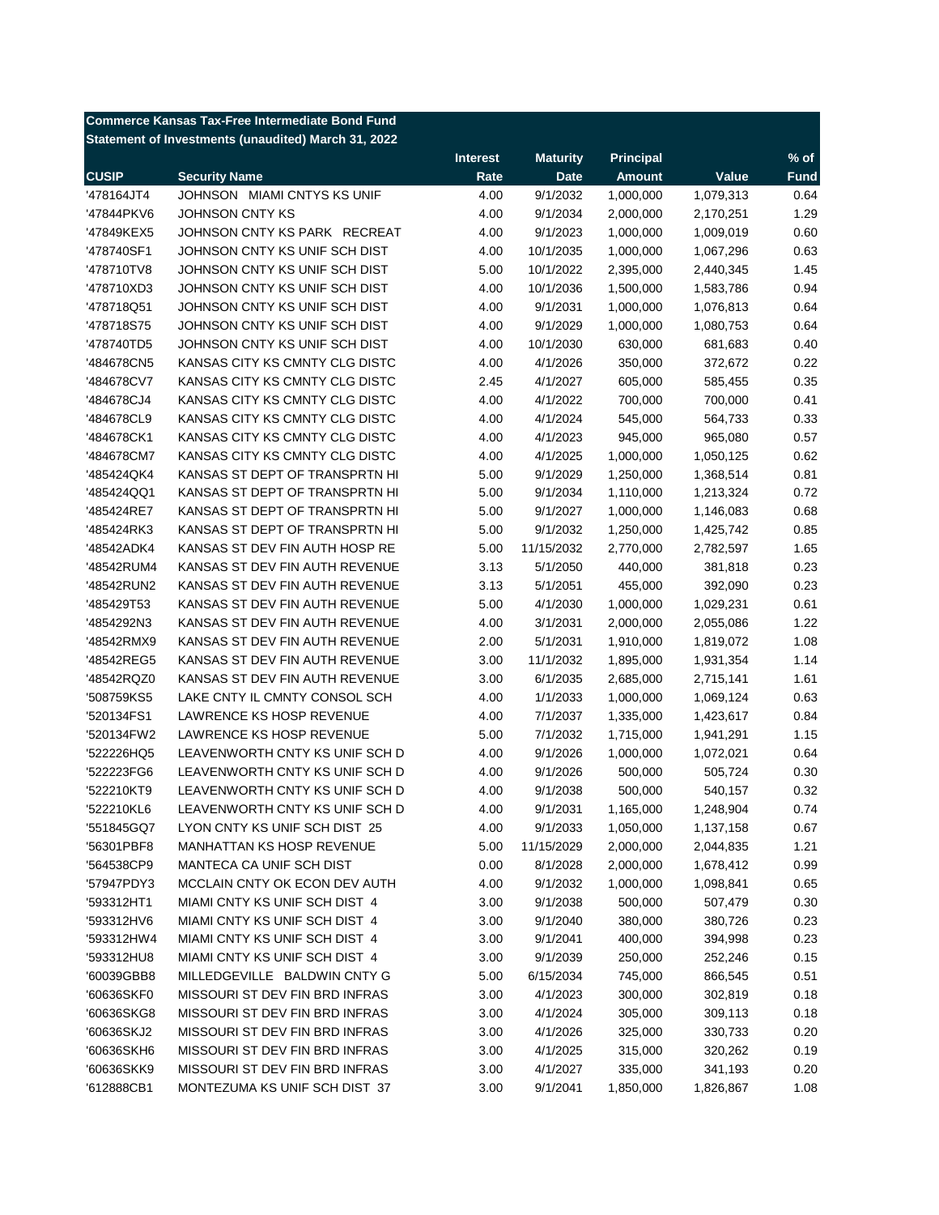**Commerce Kansas Tax-Free Intermediate Bond Fund**
**Statement of Investments (unaudited) March 31, 2022**

| CUSIP | Security Name | Interest Rate | Maturity Date | Principal Amount | Value | % of Fund |
|---|---|---|---|---|---|---|
| '478164JT4 | JOHNSON MIAMI CNTYS KS UNIF | 4.00 | 9/1/2032 | 1,000,000 | 1,079,313 | 0.64 |
| '47844PKV6 | JOHNSON CNTY KS | 4.00 | 9/1/2034 | 2,000,000 | 2,170,251 | 1.29 |
| '47849KEX5 | JOHNSON CNTY KS PARK RECREAT | 4.00 | 9/1/2023 | 1,000,000 | 1,009,019 | 0.60 |
| '478740SF1 | JOHNSON CNTY KS UNIF SCH DIST | 4.00 | 10/1/2035 | 1,000,000 | 1,067,296 | 0.63 |
| '478710TV8 | JOHNSON CNTY KS UNIF SCH DIST | 5.00 | 10/1/2022 | 2,395,000 | 2,440,345 | 1.45 |
| '478710XD3 | JOHNSON CNTY KS UNIF SCH DIST | 4.00 | 10/1/2036 | 1,500,000 | 1,583,786 | 0.94 |
| '478718Q51 | JOHNSON CNTY KS UNIF SCH DIST | 4.00 | 9/1/2031 | 1,000,000 | 1,076,813 | 0.64 |
| '478718S75 | JOHNSON CNTY KS UNIF SCH DIST | 4.00 | 9/1/2029 | 1,000,000 | 1,080,753 | 0.64 |
| '478740TD5 | JOHNSON CNTY KS UNIF SCH DIST | 4.00 | 10/1/2030 | 630,000 | 681,683 | 0.40 |
| '484678CN5 | KANSAS CITY KS CMNTY CLG DISTC | 4.00 | 4/1/2026 | 350,000 | 372,672 | 0.22 |
| '484678CV7 | KANSAS CITY KS CMNTY CLG DISTC | 2.45 | 4/1/2027 | 605,000 | 585,455 | 0.35 |
| '484678CJ4 | KANSAS CITY KS CMNTY CLG DISTC | 4.00 | 4/1/2022 | 700,000 | 700,000 | 0.41 |
| '484678CL9 | KANSAS CITY KS CMNTY CLG DISTC | 4.00 | 4/1/2024 | 545,000 | 564,733 | 0.33 |
| '484678CK1 | KANSAS CITY KS CMNTY CLG DISTC | 4.00 | 4/1/2023 | 945,000 | 965,080 | 0.57 |
| '484678CM7 | KANSAS CITY KS CMNTY CLG DISTC | 4.00 | 4/1/2025 | 1,000,000 | 1,050,125 | 0.62 |
| '485424QK4 | KANSAS ST DEPT OF TRANSPRTN HI | 5.00 | 9/1/2029 | 1,250,000 | 1,368,514 | 0.81 |
| '485424QQ1 | KANSAS ST DEPT OF TRANSPRTN HI | 5.00 | 9/1/2034 | 1,110,000 | 1,213,324 | 0.72 |
| '485424RE7 | KANSAS ST DEPT OF TRANSPRTN HI | 5.00 | 9/1/2027 | 1,000,000 | 1,146,083 | 0.68 |
| '485424RK3 | KANSAS ST DEPT OF TRANSPRTN HI | 5.00 | 9/1/2032 | 1,250,000 | 1,425,742 | 0.85 |
| '48542ADK4 | KANSAS ST DEV FIN AUTH HOSP RE | 5.00 | 11/15/2032 | 2,770,000 | 2,782,597 | 1.65 |
| '48542RUM4 | KANSAS ST DEV FIN AUTH REVENUE | 3.13 | 5/1/2050 | 440,000 | 381,818 | 0.23 |
| '48542RUN2 | KANSAS ST DEV FIN AUTH REVENUE | 3.13 | 5/1/2051 | 455,000 | 392,090 | 0.23 |
| '485429T53 | KANSAS ST DEV FIN AUTH REVENUE | 5.00 | 4/1/2030 | 1,000,000 | 1,029,231 | 0.61 |
| '4854292N3 | KANSAS ST DEV FIN AUTH REVENUE | 4.00 | 3/1/2031 | 2,000,000 | 2,055,086 | 1.22 |
| '48542RMX9 | KANSAS ST DEV FIN AUTH REVENUE | 2.00 | 5/1/2031 | 1,910,000 | 1,819,072 | 1.08 |
| '48542REG5 | KANSAS ST DEV FIN AUTH REVENUE | 3.00 | 11/1/2032 | 1,895,000 | 1,931,354 | 1.14 |
| '48542RQZ0 | KANSAS ST DEV FIN AUTH REVENUE | 3.00 | 6/1/2035 | 2,685,000 | 2,715,141 | 1.61 |
| '508759KS5 | LAKE CNTY IL CMNTY CONSOL SCH | 4.00 | 1/1/2033 | 1,000,000 | 1,069,124 | 0.63 |
| '520134FS1 | LAWRENCE KS HOSP REVENUE | 4.00 | 7/1/2037 | 1,335,000 | 1,423,617 | 0.84 |
| '520134FW2 | LAWRENCE KS HOSP REVENUE | 5.00 | 7/1/2032 | 1,715,000 | 1,941,291 | 1.15 |
| '522226HQ5 | LEAVENWORTH CNTY KS UNIF SCH D | 4.00 | 9/1/2026 | 1,000,000 | 1,072,021 | 0.64 |
| '522223FG6 | LEAVENWORTH CNTY KS UNIF SCH D | 4.00 | 9/1/2026 | 500,000 | 505,724 | 0.30 |
| '522210KT9 | LEAVENWORTH CNTY KS UNIF SCH D | 4.00 | 9/1/2038 | 500,000 | 540,157 | 0.32 |
| '522210KL6 | LEAVENWORTH CNTY KS UNIF SCH D | 4.00 | 9/1/2031 | 1,165,000 | 1,248,904 | 0.74 |
| '551845GQ7 | LYON CNTY KS UNIF SCH DIST 25 | 4.00 | 9/1/2033 | 1,050,000 | 1,137,158 | 0.67 |
| '56301PBF8 | MANHATTAN KS HOSP REVENUE | 5.00 | 11/15/2029 | 2,000,000 | 2,044,835 | 1.21 |
| '564538CP9 | MANTECA CA UNIF SCH DIST | 0.00 | 8/1/2028 | 2,000,000 | 1,678,412 | 0.99 |
| '57947PDY3 | MCCLAIN CNTY OK ECON DEV AUTH | 4.00 | 9/1/2032 | 1,000,000 | 1,098,841 | 0.65 |
| '593312HT1 | MIAMI CNTY KS UNIF SCH DIST 4 | 3.00 | 9/1/2038 | 500,000 | 507,479 | 0.30 |
| '593312HV6 | MIAMI CNTY KS UNIF SCH DIST 4 | 3.00 | 9/1/2040 | 380,000 | 380,726 | 0.23 |
| '593312HW4 | MIAMI CNTY KS UNIF SCH DIST 4 | 3.00 | 9/1/2041 | 400,000 | 394,998 | 0.23 |
| '593312HU8 | MIAMI CNTY KS UNIF SCH DIST 4 | 3.00 | 9/1/2039 | 250,000 | 252,246 | 0.15 |
| '60039GBB8 | MILLEDGEVILLE BALDWIN CNTY G | 5.00 | 6/15/2034 | 745,000 | 866,545 | 0.51 |
| '60636SKF0 | MISSOURI ST DEV FIN BRD INFRAS | 3.00 | 4/1/2023 | 300,000 | 302,819 | 0.18 |
| '60636SKG8 | MISSOURI ST DEV FIN BRD INFRAS | 3.00 | 4/1/2024 | 305,000 | 309,113 | 0.18 |
| '60636SKJ2 | MISSOURI ST DEV FIN BRD INFRAS | 3.00 | 4/1/2026 | 325,000 | 330,733 | 0.20 |
| '60636SKH6 | MISSOURI ST DEV FIN BRD INFRAS | 3.00 | 4/1/2025 | 315,000 | 320,262 | 0.19 |
| '60636SKK9 | MISSOURI ST DEV FIN BRD INFRAS | 3.00 | 4/1/2027 | 335,000 | 341,193 | 0.20 |
| '612888CB1 | MONTEZUMA KS UNIF SCH DIST 37 | 3.00 | 9/1/2041 | 1,850,000 | 1,826,867 | 1.08 |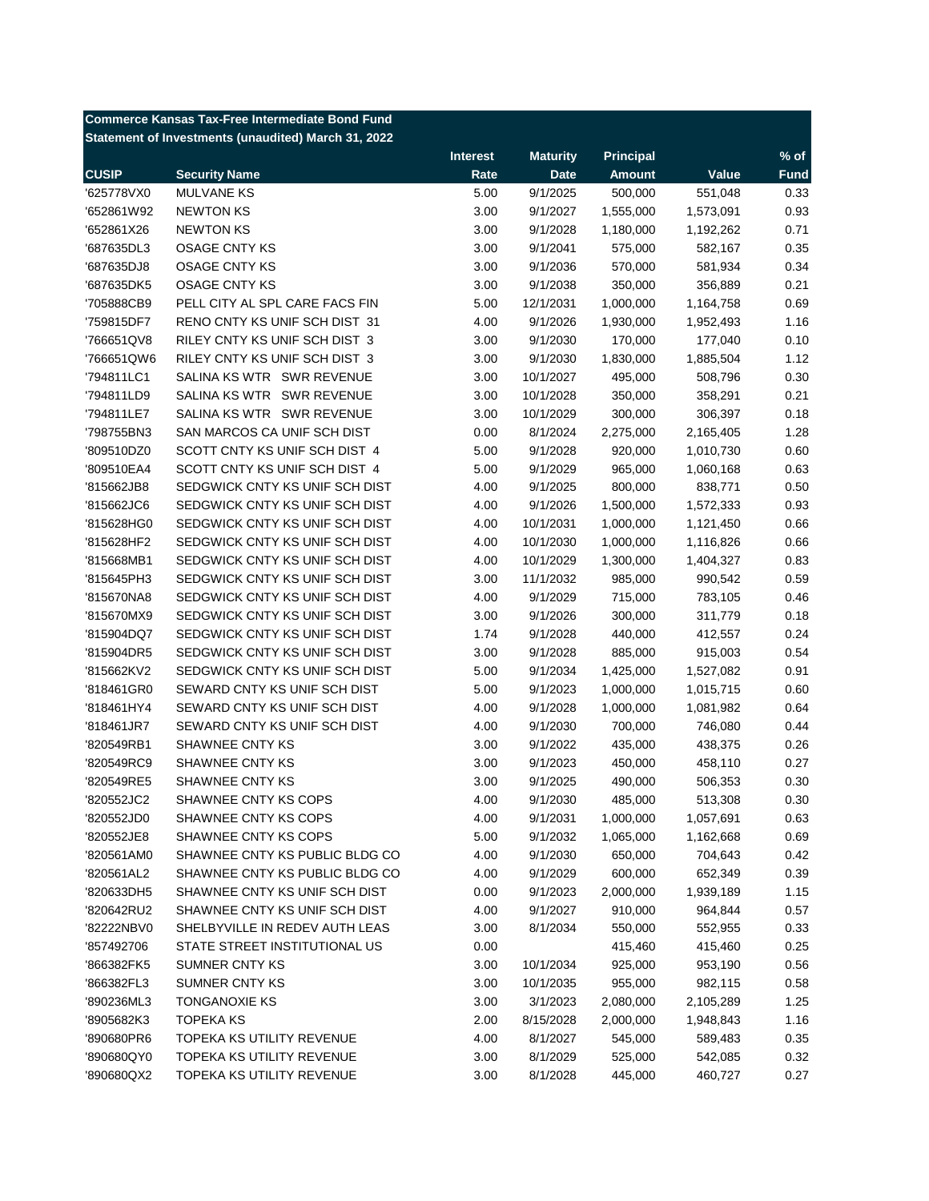**Commerce Kansas Tax-Free Intermediate Bond Fund**
**Statement of Investments (unaudited) March 31, 2022**

| CUSIP | Security Name | Interest Rate | Maturity Date | Principal Amount | Value | % of Fund |
|---|---|---|---|---|---|---|
| '625778VX0 | MULVANE KS | 5.00 | 9/1/2025 | 500,000 | 551,048 | 0.33 |
| '652861W92 | NEWTON KS | 3.00 | 9/1/2027 | 1,555,000 | 1,573,091 | 0.93 |
| '652861X26 | NEWTON KS | 3.00 | 9/1/2028 | 1,180,000 | 1,192,262 | 0.71 |
| '687635DL3 | OSAGE CNTY KS | 3.00 | 9/1/2041 | 575,000 | 582,167 | 0.35 |
| '687635DJ8 | OSAGE CNTY KS | 3.00 | 9/1/2036 | 570,000 | 581,934 | 0.34 |
| '687635DK5 | OSAGE CNTY KS | 3.00 | 9/1/2038 | 350,000 | 356,889 | 0.21 |
| '705888CB9 | PELL CITY AL SPL CARE FACS FIN | 5.00 | 12/1/2031 | 1,000,000 | 1,164,758 | 0.69 |
| '759815DF7 | RENO CNTY KS UNIF SCH DIST 31 | 4.00 | 9/1/2026 | 1,930,000 | 1,952,493 | 1.16 |
| '766651QV8 | RILEY CNTY KS UNIF SCH DIST 3 | 3.00 | 9/1/2030 | 170,000 | 177,040 | 0.10 |
| '766651QW6 | RILEY CNTY KS UNIF SCH DIST 3 | 3.00 | 9/1/2030 | 1,830,000 | 1,885,504 | 1.12 |
| '794811LC1 | SALINA KS WTR SWR REVENUE | 3.00 | 10/1/2027 | 495,000 | 508,796 | 0.30 |
| '794811LD9 | SALINA KS WTR SWR REVENUE | 3.00 | 10/1/2028 | 350,000 | 358,291 | 0.21 |
| '794811LE7 | SALINA KS WTR SWR REVENUE | 3.00 | 10/1/2029 | 300,000 | 306,397 | 0.18 |
| '798755BN3 | SAN MARCOS CA UNIF SCH DIST | 0.00 | 8/1/2024 | 2,275,000 | 2,165,405 | 1.28 |
| '809510DZ0 | SCOTT CNTY KS UNIF SCH DIST 4 | 5.00 | 9/1/2028 | 920,000 | 1,010,730 | 0.60 |
| '809510EA4 | SCOTT CNTY KS UNIF SCH DIST 4 | 5.00 | 9/1/2029 | 965,000 | 1,060,168 | 0.63 |
| '815662JB8 | SEDGWICK CNTY KS UNIF SCH DIST | 4.00 | 9/1/2025 | 800,000 | 838,771 | 0.50 |
| '815662JC6 | SEDGWICK CNTY KS UNIF SCH DIST | 4.00 | 9/1/2026 | 1,500,000 | 1,572,333 | 0.93 |
| '815628HG0 | SEDGWICK CNTY KS UNIF SCH DIST | 4.00 | 10/1/2031 | 1,000,000 | 1,121,450 | 0.66 |
| '815628HF2 | SEDGWICK CNTY KS UNIF SCH DIST | 4.00 | 10/1/2030 | 1,000,000 | 1,116,826 | 0.66 |
| '815668MB1 | SEDGWICK CNTY KS UNIF SCH DIST | 4.00 | 10/1/2029 | 1,300,000 | 1,404,327 | 0.83 |
| '815645PH3 | SEDGWICK CNTY KS UNIF SCH DIST | 3.00 | 11/1/2032 | 985,000 | 990,542 | 0.59 |
| '815670NA8 | SEDGWICK CNTY KS UNIF SCH DIST | 4.00 | 9/1/2029 | 715,000 | 783,105 | 0.46 |
| '815670MX9 | SEDGWICK CNTY KS UNIF SCH DIST | 3.00 | 9/1/2026 | 300,000 | 311,779 | 0.18 |
| '815904DQ7 | SEDGWICK CNTY KS UNIF SCH DIST | 1.74 | 9/1/2028 | 440,000 | 412,557 | 0.24 |
| '815904DR5 | SEDGWICK CNTY KS UNIF SCH DIST | 3.00 | 9/1/2028 | 885,000 | 915,003 | 0.54 |
| '815662KV2 | SEDGWICK CNTY KS UNIF SCH DIST | 5.00 | 9/1/2034 | 1,425,000 | 1,527,082 | 0.91 |
| '818461GR0 | SEWARD CNTY KS UNIF SCH DIST | 5.00 | 9/1/2023 | 1,000,000 | 1,015,715 | 0.60 |
| '818461HY4 | SEWARD CNTY KS UNIF SCH DIST | 4.00 | 9/1/2028 | 1,000,000 | 1,081,982 | 0.64 |
| '818461JR7 | SEWARD CNTY KS UNIF SCH DIST | 4.00 | 9/1/2030 | 700,000 | 746,080 | 0.44 |
| '820549RB1 | SHAWNEE CNTY KS | 3.00 | 9/1/2022 | 435,000 | 438,375 | 0.26 |
| '820549RC9 | SHAWNEE CNTY KS | 3.00 | 9/1/2023 | 450,000 | 458,110 | 0.27 |
| '820549RE5 | SHAWNEE CNTY KS | 3.00 | 9/1/2025 | 490,000 | 506,353 | 0.30 |
| '820552JC2 | SHAWNEE CNTY KS COPS | 4.00 | 9/1/2030 | 485,000 | 513,308 | 0.30 |
| '820552JD0 | SHAWNEE CNTY KS COPS | 4.00 | 9/1/2031 | 1,000,000 | 1,057,691 | 0.63 |
| '820552JE8 | SHAWNEE CNTY KS COPS | 5.00 | 9/1/2032 | 1,065,000 | 1,162,668 | 0.69 |
| '820561AM0 | SHAWNEE CNTY KS PUBLIC BLDG CO | 4.00 | 9/1/2030 | 650,000 | 704,643 | 0.42 |
| '820561AL2 | SHAWNEE CNTY KS PUBLIC BLDG CO | 4.00 | 9/1/2029 | 600,000 | 652,349 | 0.39 |
| '820633DH5 | SHAWNEE CNTY KS UNIF SCH DIST | 0.00 | 9/1/2023 | 2,000,000 | 1,939,189 | 1.15 |
| '820642RU2 | SHAWNEE CNTY KS UNIF SCH DIST | 4.00 | 9/1/2027 | 910,000 | 964,844 | 0.57 |
| '82222NBV0 | SHELBYVILLE IN REDEV AUTH LEAS | 3.00 | 8/1/2034 | 550,000 | 552,955 | 0.33 |
| '857492706 | STATE STREET INSTITUTIONAL US | 0.00 | | 415,460 | 415,460 | 0.25 |
| '866382FK5 | SUMNER CNTY KS | 3.00 | 10/1/2034 | 925,000 | 953,190 | 0.56 |
| '866382FL3 | SUMNER CNTY KS | 3.00 | 10/1/2035 | 955,000 | 982,115 | 0.58 |
| '890236ML3 | TONGANOXIE KS | 3.00 | 3/1/2023 | 2,080,000 | 2,105,289 | 1.25 |
| '8905682K3 | TOPEKA KS | 2.00 | 8/15/2028 | 2,000,000 | 1,948,843 | 1.16 |
| '890680PR6 | TOPEKA KS UTILITY REVENUE | 4.00 | 8/1/2027 | 545,000 | 589,483 | 0.35 |
| '890680QY0 | TOPEKA KS UTILITY REVENUE | 3.00 | 8/1/2029 | 525,000 | 542,085 | 0.32 |
| '890680QX2 | TOPEKA KS UTILITY REVENUE | 3.00 | 8/1/2028 | 445,000 | 460,727 | 0.27 |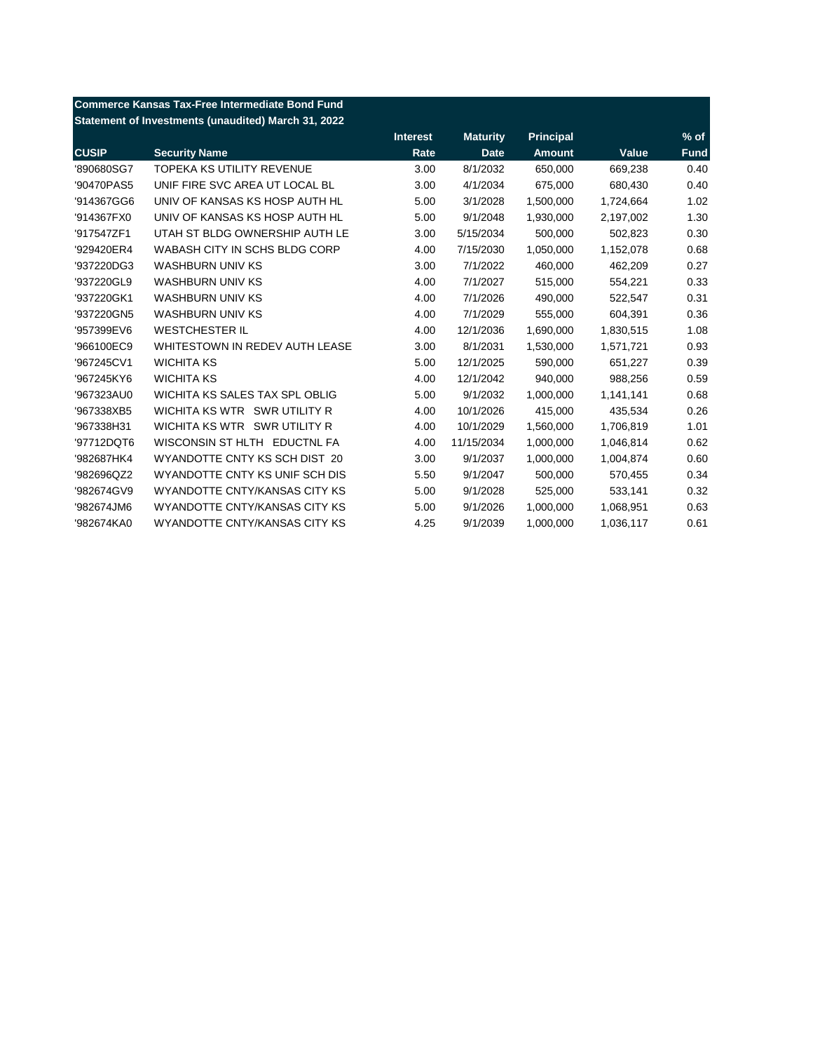**Commerce Kansas Tax-Free Intermediate Bond Fund**

**Statement of Investments (unaudited) March 31, 2022**

| CUSIP | Security Name | Interest Rate | Maturity Date | Principal Amount | Value | % of Fund |
|---|---|---|---|---|---|---|
| '890680SG7 | TOPEKA KS UTILITY REVENUE | 3.00 | 8/1/2032 | 650,000 | 669,238 | 0.40 |
| '90470PAS5 | UNIF FIRE SVC AREA UT LOCAL BL | 3.00 | 4/1/2034 | 675,000 | 680,430 | 0.40 |
| '914367GG6 | UNIV OF KANSAS KS HOSP AUTH HL | 5.00 | 3/1/2028 | 1,500,000 | 1,724,664 | 1.02 |
| '914367FX0 | UNIV OF KANSAS KS HOSP AUTH HL | 5.00 | 9/1/2048 | 1,930,000 | 2,197,002 | 1.30 |
| '917547ZF1 | UTAH ST BLDG OWNERSHIP AUTH LE | 3.00 | 5/15/2034 | 500,000 | 502,823 | 0.30 |
| '929420ER4 | WABASH CITY IN SCHS BLDG CORP | 4.00 | 7/15/2030 | 1,050,000 | 1,152,078 | 0.68 |
| '937220DG3 | WASHBURN UNIV KS | 3.00 | 7/1/2022 | 460,000 | 462,209 | 0.27 |
| '937220GL9 | WASHBURN UNIV KS | 4.00 | 7/1/2027 | 515,000 | 554,221 | 0.33 |
| '937220GK1 | WASHBURN UNIV KS | 4.00 | 7/1/2026 | 490,000 | 522,547 | 0.31 |
| '937220GN5 | WASHBURN UNIV KS | 4.00 | 7/1/2029 | 555,000 | 604,391 | 0.36 |
| '957399EV6 | WESTCHESTER IL | 4.00 | 12/1/2036 | 1,690,000 | 1,830,515 | 1.08 |
| '966100EC9 | WHITESTOWN IN REDEV AUTH LEASE | 3.00 | 8/1/2031 | 1,530,000 | 1,571,721 | 0.93 |
| '967245CV1 | WICHITA KS | 5.00 | 12/1/2025 | 590,000 | 651,227 | 0.39 |
| '967245KY6 | WICHITA KS | 4.00 | 12/1/2042 | 940,000 | 988,256 | 0.59 |
| '967323AU0 | WICHITA KS SALES TAX SPL OBLIG | 5.00 | 9/1/2032 | 1,000,000 | 1,141,141 | 0.68 |
| '967338XB5 | WICHITA KS WTR SWR UTILITY R | 4.00 | 10/1/2026 | 415,000 | 435,534 | 0.26 |
| '967338H31 | WICHITA KS WTR SWR UTILITY R | 4.00 | 10/1/2029 | 1,560,000 | 1,706,819 | 1.01 |
| '97712DQT6 | WISCONSIN ST HLTH EDUCTNL FA | 4.00 | 11/15/2034 | 1,000,000 | 1,046,814 | 0.62 |
| '982687HK4 | WYANDOTTE CNTY KS SCH DIST 20 | 3.00 | 9/1/2037 | 1,000,000 | 1,004,874 | 0.60 |
| '982696QZ2 | WYANDOTTE CNTY KS UNIF SCH DIS | 5.50 | 9/1/2047 | 500,000 | 570,455 | 0.34 |
| '982674GV9 | WYANDOTTE CNTY/KANSAS CITY KS | 5.00 | 9/1/2028 | 525,000 | 533,141 | 0.32 |
| '982674JM6 | WYANDOTTE CNTY/KANSAS CITY KS | 5.00 | 9/1/2026 | 1,000,000 | 1,068,951 | 0.63 |
| '982674KA0 | WYANDOTTE CNTY/KANSAS CITY KS | 4.25 | 9/1/2039 | 1,000,000 | 1,036,117 | 0.61 |